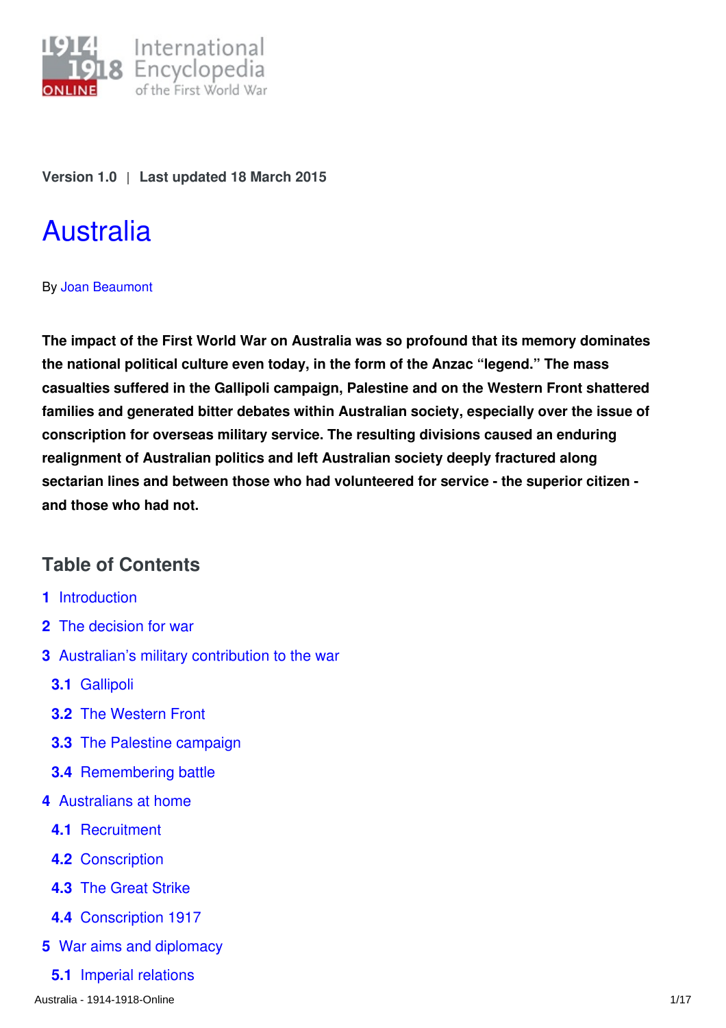Version 1.0 | Last updated 18 March 2015

# Australia

By Joan Beaumont

**The impact of the First World War on Australia was so profound that its memory dominates the national political culture even today, in the form of the Anzac "legend." The mass casualties suffered in the Gallipoli campaign, Palestine and on the Western Front shattered families and generated bitter debates within Australian society, especially over the issue of conscription for overseas military service. The resulting divisions caused an enduring realignment of Australian politics and left Australian society deeply fractured along sectarian lines and between those who had volunteered for service - the superior citizen - and those who had not.**

## Table of Contents

**1** Introduction

**2** The decision for war

**3** Australian's military contribution to the war

- **3.1** Gallipoli
- **3.2** The Western Front
- **3.3** The Palestine campaign
- **3.4** Remembering battle

**4** Australians at home

- **4.1** Recruitment
- **4.2** Conscription
- **4.3** The Great Strike
- **4.4** Conscription 1917

**5** War aims and diplomacy

- **5.1** Imperial relations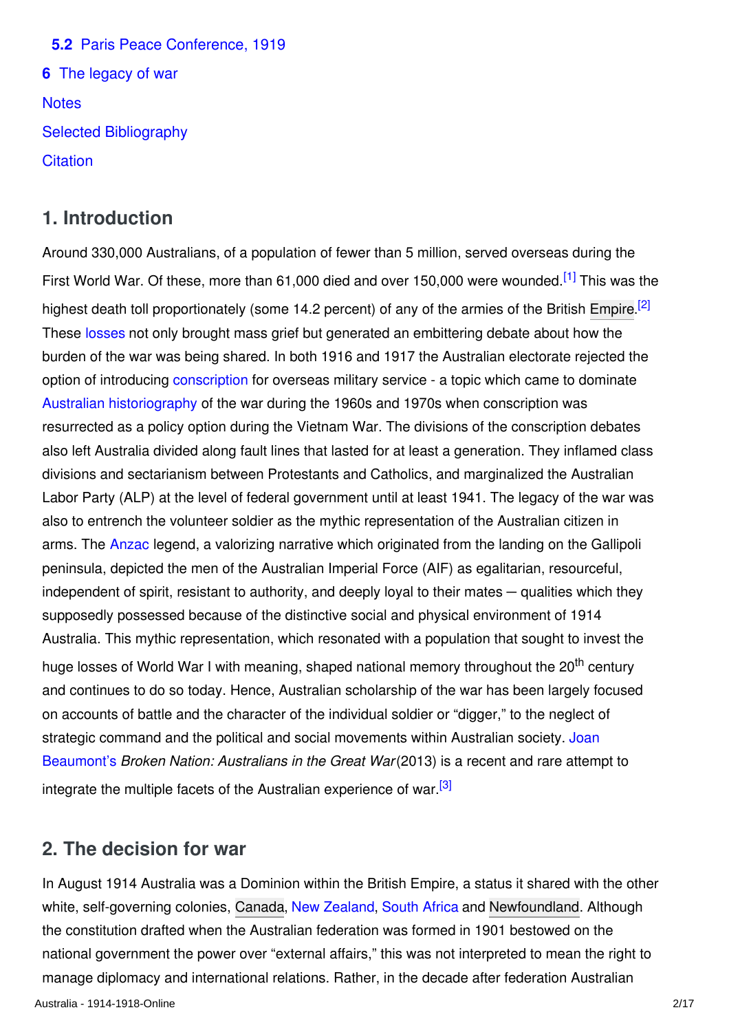5.2 Paris Peace Conference, 1919

6 The legacy of war

Notes

Selected Bibliography

Citation

## 1. Introduction

Around 330,000 Australians, of a population of fewer than 5 million, served overseas during the First World War. Of these, more than 61,000 died and over 150,000 were wounded.[1] This was the highest death toll proportionately (some 14.2 percent) of any of the armies of the British Empire.[2] These losses not only brought mass grief but generated an embittering debate about how the burden of the war was being shared. In both 1916 and 1917 the Australian electorate rejected the option of introducing conscription for overseas military service - a topic which came to dominate Australian historiography of the war during the 1960s and 1970s when conscription was resurrected as a policy option during the Vietnam War. The divisions of the conscription debates also left Australia divided along fault lines that lasted for at least a generation. They inflamed class divisions and sectarianism between Protestants and Catholics, and marginalized the Australian Labor Party (ALP) at the level of federal government until at least 1941. The legacy of the war was also to entrench the volunteer soldier as the mythic representation of the Australian citizen in arms. The Anzac legend, a valorizing narrative which originated from the landing on the Gallipoli peninsula, depicted the men of the Australian Imperial Force (AIF) as egalitarian, resourceful, independent of spirit, resistant to authority, and deeply loyal to their mates – qualities which they supposedly possessed because of the distinctive social and physical environment of 1914 Australia. This mythic representation, which resonated with a population that sought to invest the huge losses of World War I with meaning, shaped national memory throughout the 20th century and continues to do so today. Hence, Australian scholarship of the war has been largely focused on accounts of battle and the character of the individual soldier or "digger," to the neglect of strategic command and the political and social movements within Australian society. Joan Beaumont's *Broken Nation: Australians in the Great War* (2013) is a recent and rare attempt to integrate the multiple facets of the Australian experience of war.[3]

## 2. The decision for war

In August 1914 Australia was a Dominion within the British Empire, a status it shared with the other white, self-governing colonies, Canada, New Zealand, South Africa and Newfoundland. Although the constitution drafted when the Australian federation was formed in 1901 bestowed on the national government the power over "external affairs," this was not interpreted to mean the right to manage diplomacy and international relations. Rather, in the decade after federation Australian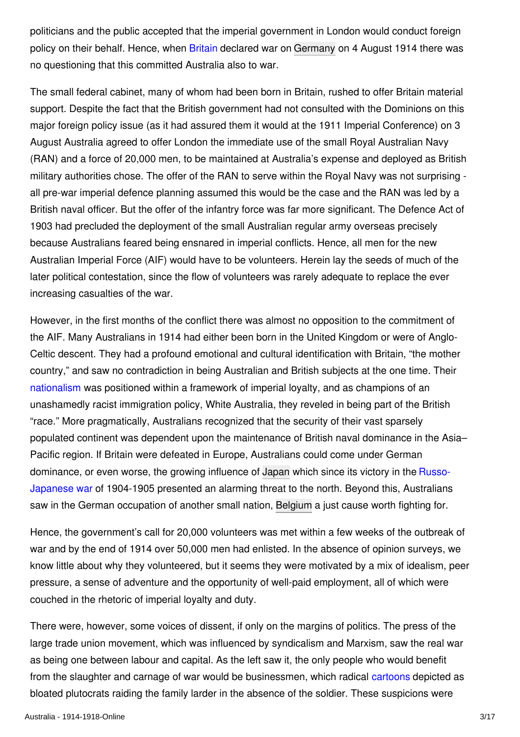politicians and the public accepted that the imperial government in London would conduct foreign policy on their behalf. Hence, when Britain declared war on Germany on 4 August 1914 there was no questioning that this committed Australia also to war.

The small federal cabinet, many of whom had been born in Britain, rushed to offer Britain material support. Despite the fact that the British government had not consulted with the Dominions on this major foreign policy issue (as it had assured them it would at the 1911 Imperial Conference) on 3 August Australia agreed to offer London the immediate use of the small Royal Australian Navy (RAN) and a force of 20,000 men, to be maintained at Australia's expense and deployed as British military authorities chose. The offer of the RAN to serve within the Royal Navy was not surprising - all pre-war imperial defence planning assumed this would be the case and the RAN was led by a British naval officer. But the offer of the infantry force was far more significant. The Defence Act of 1903 had precluded the deployment of the small Australian regular army overseas precisely because Australians feared being ensnared in imperial conflicts. Hence, all men for the new Australian Imperial Force (AIF) would have to be volunteers. Herein lay the seeds of much of the later political contestation, since the flow of volunteers was rarely adequate to replace the ever increasing casualties of the war.

However, in the first months of the conflict there was almost no opposition to the commitment of the AIF. Many Australians in 1914 had either been born in the United Kingdom or were of Anglo-Celtic descent. They had a profound emotional and cultural identification with Britain, "the mother country," and saw no contradiction in being Australian and British subjects at the one time. Their nationalism was positioned within a framework of imperial loyalty, and as champions of an unashamedly racist immigration policy, White Australia, they reveled in being part of the British "race." More pragmatically, Australians recognized that the security of their vast sparsely populated continent was dependent upon the maintenance of British naval dominance in the Asia–Pacific region. If Britain were defeated in Europe, Australians could come under German dominance, or even worse, the growing influence of Japan which since its victory in the Russo-Japanese war of 1904-1905 presented an alarming threat to the north. Beyond this, Australians saw in the German occupation of another small nation, Belgium a just cause worth fighting for.

Hence, the government's call for 20,000 volunteers was met within a few weeks of the outbreak of war and by the end of 1914 over 50,000 men had enlisted. In the absence of opinion surveys, we know little about why they volunteered, but it seems they were motivated by a mix of idealism, peer pressure, a sense of adventure and the opportunity of well-paid employment, all of which were couched in the rhetoric of imperial loyalty and duty.

There were, however, some voices of dissent, if only on the margins of politics. The press of the large trade union movement, which was influenced by syndicalism and Marxism, saw the real war as being one between labour and capital. As the left saw it, the only people who would benefit from the slaughter and carnage of war would be businessmen, which radical cartoons depicted as bloated plutocrats raiding the family larder in the absence of the soldier. These suspicions were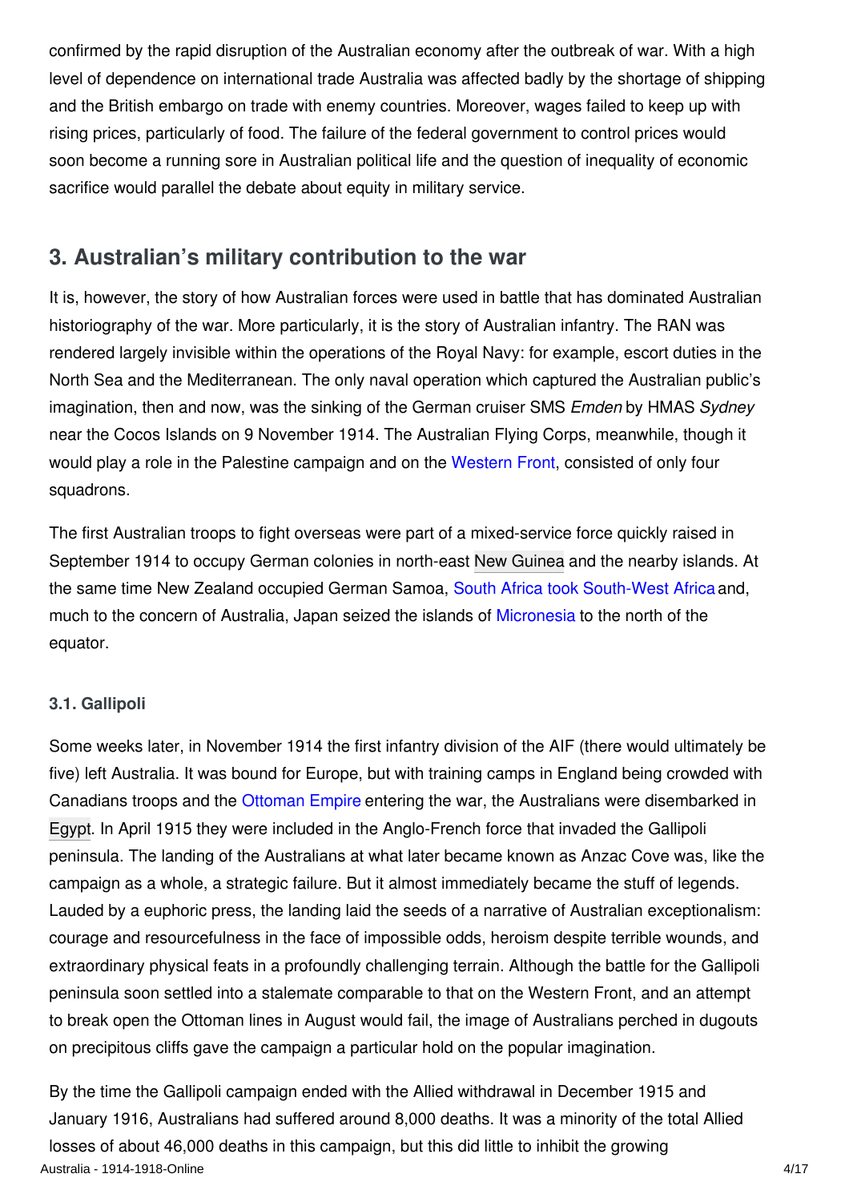confirmed by the rapid disruption of the Australian economy after the outbreak of war. With a high level of dependence on international trade Australia was affected badly by the shortage of shipping and the British embargo on trade with enemy countries. Moreover, wages failed to keep up with rising prices, particularly of food. The failure of the federal government to control prices would soon become a running sore in Australian political life and the question of inequality of economic sacrifice would parallel the debate about equity in military service.

## 3. Australian's military contribution to the war

It is, however, the story of how Australian forces were used in battle that has dominated Australian historiography of the war. More particularly, it is the story of Australian infantry. The RAN was rendered largely invisible within the operations of the Royal Navy: for example, escort duties in the North Sea and the Mediterranean. The only naval operation which captured the Australian public's imagination, then and now, was the sinking of the German cruiser SMS *Emden* by HMAS *Sydney* near the Cocos Islands on 9 November 1914. The Australian Flying Corps, meanwhile, though it would play a role in the Palestine campaign and on the Western Front, consisted of only four squadrons.

The first Australian troops to fight overseas were part of a mixed-service force quickly raised in September 1914 to occupy German colonies in north-east New Guinea and the nearby islands. At the same time New Zealand occupied German Samoa, South Africa took South-West Africa and, much to the concern of Australia, Japan seized the islands of Micronesia to the north of the equator.

### 3.1. Gallipoli

Some weeks later, in November 1914 the first infantry division of the AIF (there would ultimately be five) left Australia. It was bound for Europe, but with training camps in England being crowded with Canadians troops and the Ottoman Empire entering the war, the Australians were disembarked in Egypt. In April 1915 they were included in the Anglo-French force that invaded the Gallipoli peninsula. The landing of the Australians at what later became known as Anzac Cove was, like the campaign as a whole, a strategic failure. But it almost immediately became the stuff of legends. Lauded by a euphoric press, the landing laid the seeds of a narrative of Australian exceptionalism: courage and resourcefulness in the face of impossible odds, heroism despite terrible wounds, and extraordinary physical feats in a profoundly challenging terrain. Although the battle for the Gallipoli peninsula soon settled into a stalemate comparable to that on the Western Front, and an attempt to break open the Ottoman lines in August would fail, the image of Australians perched in dugouts on precipitous cliffs gave the campaign a particular hold on the popular imagination.

By the time the Gallipoli campaign ended with the Allied withdrawal in December 1915 and January 1916, Australians had suffered around 8,000 deaths. It was a minority of the total Allied losses of about 46,000 deaths in this campaign, but this did little to inhibit the growing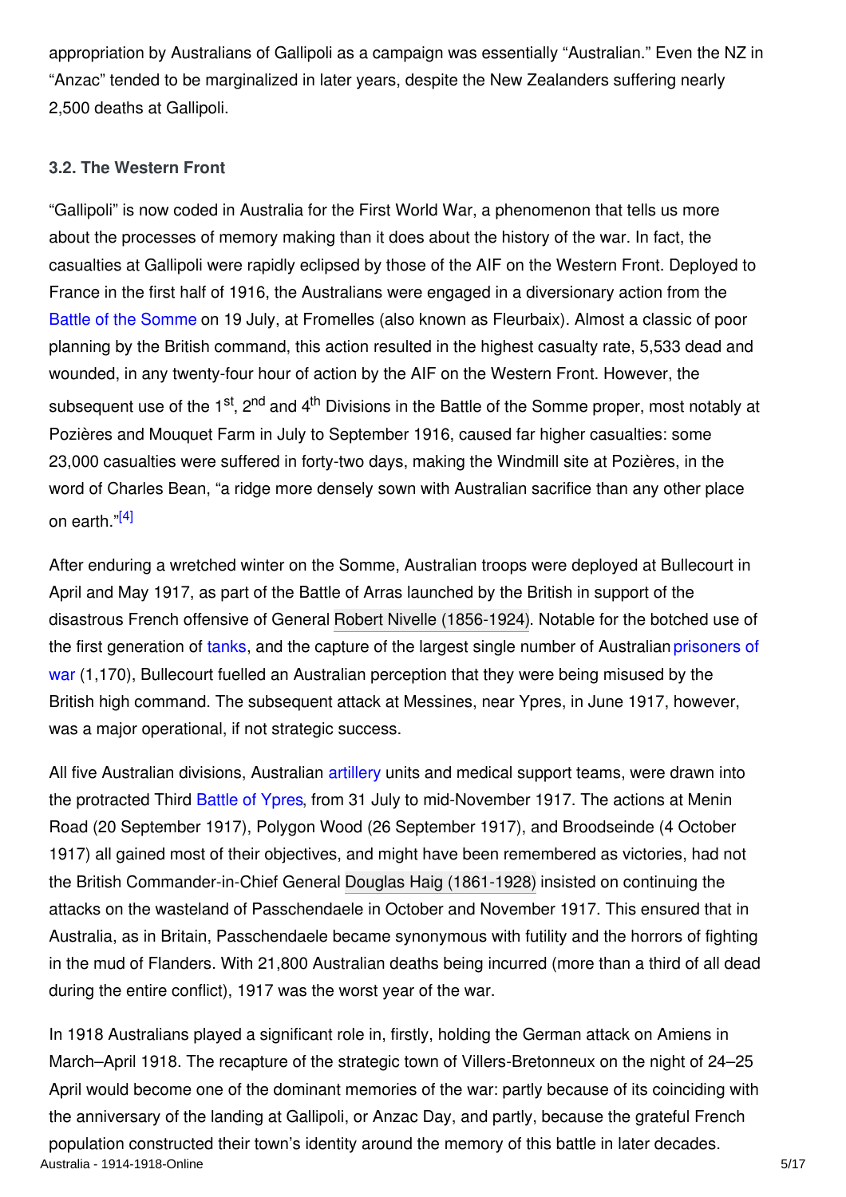appropriation by Australians of Gallipoli as a campaign was essentially "Australian." Even the NZ in "Anzac" tended to be marginalized in later years, despite the New Zealanders suffering nearly 2,500 deaths at Gallipoli.

### 3.2. The Western Front

"Gallipoli" is now coded in Australia for the First World War, a phenomenon that tells us more about the processes of memory making than it does about the history of the war. In fact, the casualties at Gallipoli were rapidly eclipsed by those of the AIF on the Western Front. Deployed to France in the first half of 1916, the Australians were engaged in a diversionary action from the Battle of the Somme on 19 July, at Fromelles (also known as Fleurbaix). Almost a classic of poor planning by the British command, this action resulted in the highest casualty rate, 5,533 dead and wounded, in any twenty-four hour of action by the AIF on the Western Front. However, the subsequent use of the 1st, 2nd and 4th Divisions in the Battle of the Somme proper, most notably at Pozières and Mouquet Farm in July to September 1916, caused far higher casualties: some 23,000 casualties were suffered in forty-two days, making the Windmill site at Pozières, in the word of Charles Bean, "a ridge more densely sown with Australian sacrifice than any other place on earth."[4]

After enduring a wretched winter on the Somme, Australian troops were deployed at Bullecourt in April and May 1917, as part of the Battle of Arras launched by the British in support of the disastrous French offensive of General Robert Nivelle (1856-1924). Notable for the botched use of the first generation of tanks, and the capture of the largest single number of Australian prisoners of war (1,170), Bullecourt fuelled an Australian perception that they were being misused by the British high command. The subsequent attack at Messines, near Ypres, in June 1917, however, was a major operational, if not strategic success.

All five Australian divisions, Australian artillery units and medical support teams, were drawn into the protracted Third Battle of Ypres, from 31 July to mid-November 1917. The actions at Menin Road (20 September 1917), Polygon Wood (26 September 1917), and Broodseinde (4 October 1917) all gained most of their objectives, and might have been remembered as victories, had not the British Commander-in-Chief General Douglas Haig (1861-1928) insisted on continuing the attacks on the wasteland of Passchendaele in October and November 1917. This ensured that in Australia, as in Britain, Passchendaele became synonymous with futility and the horrors of fighting in the mud of Flanders. With 21,800 Australian deaths being incurred (more than a third of all dead during the entire conflict), 1917 was the worst year of the war.

In 1918 Australians played a significant role in, firstly, holding the German attack on Amiens in March–April 1918. The recapture of the strategic town of Villers-Bretonneux on the night of 24–25 April would become one of the dominant memories of the war: partly because of its coinciding with the anniversary of the landing at Gallipoli, or Anzac Day, and partly, because the grateful French population constructed their town's identity around the memory of this battle in later decades.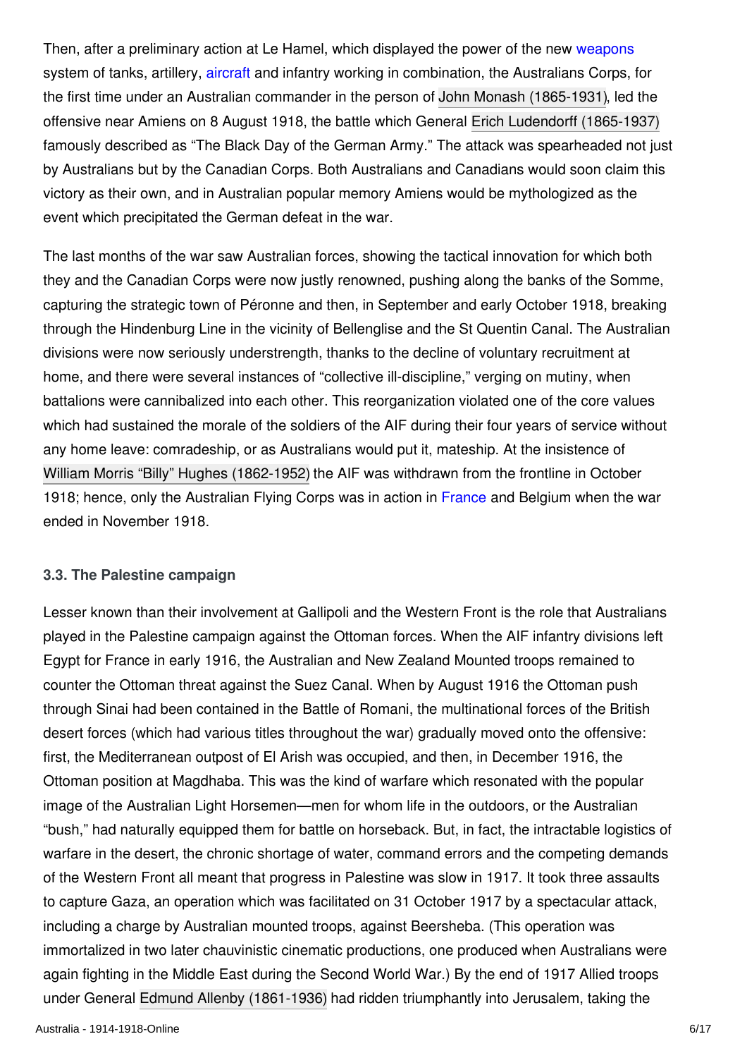Then, after a preliminary action at Le Hamel, which displayed the power of the new weapons system of tanks, artillery, aircraft and infantry working in combination, the Australians Corps, for the first time under an Australian commander in the person of John Monash (1865-1931), led the offensive near Amiens on 8 August 1918, the battle which General Erich Ludendorff (1865-1937) famously described as "The Black Day of the German Army." The attack was spearheaded not just by Australians but by the Canadian Corps. Both Australians and Canadians would soon claim this victory as their own, and in Australian popular memory Amiens would be mythologized as the event which precipitated the German defeat in the war.

The last months of the war saw Australian forces, showing the tactical innovation for which both they and the Canadian Corps were now justly renowned, pushing along the banks of the Somme, capturing the strategic town of Péronne and then, in September and early October 1918, breaking through the Hindenburg Line in the vicinity of Bellenglise and the St Quentin Canal. The Australian divisions were now seriously understrength, thanks to the decline of voluntary recruitment at home, and there were several instances of "collective ill-discipline," verging on mutiny, when battalions were cannibalized into each other. This reorganization violated one of the core values which had sustained the morale of the soldiers of the AIF during their four years of service without any home leave: comradeship, or as Australians would put it, mateship. At the insistence of William Morris "Billy" Hughes (1862-1952) the AIF was withdrawn from the frontline in October 1918; hence, only the Australian Flying Corps was in action in France and Belgium when the war ended in November 1918.

### 3.3. The Palestine campaign

Lesser known than their involvement at Gallipoli and the Western Front is the role that Australians played in the Palestine campaign against the Ottoman forces. When the AIF infantry divisions left Egypt for France in early 1916, the Australian and New Zealand Mounted troops remained to counter the Ottoman threat against the Suez Canal. When by August 1916 the Ottoman push through Sinai had been contained in the Battle of Romani, the multinational forces of the British desert forces (which had various titles throughout the war) gradually moved onto the offensive: first, the Mediterranean outpost of El Arish was occupied, and then, in December 1916, the Ottoman position at Magdhaba. This was the kind of warfare which resonated with the popular image of the Australian Light Horsemen—men for whom life in the outdoors, or the Australian "bush," had naturally equipped them for battle on horseback. But, in fact, the intractable logistics of warfare in the desert, the chronic shortage of water, command errors and the competing demands of the Western Front all meant that progress in Palestine was slow in 1917. It took three assaults to capture Gaza, an operation which was facilitated on 31 October 1917 by a spectacular attack, including a charge by Australian mounted troops, against Beersheba. (This operation was immortalized in two later chauvinistic cinematic productions, one produced when Australians were again fighting in the Middle East during the Second World War.) By the end of 1917 Allied troops under General Edmund Allenby (1861-1936) had ridden triumphantly into Jerusalem, taking the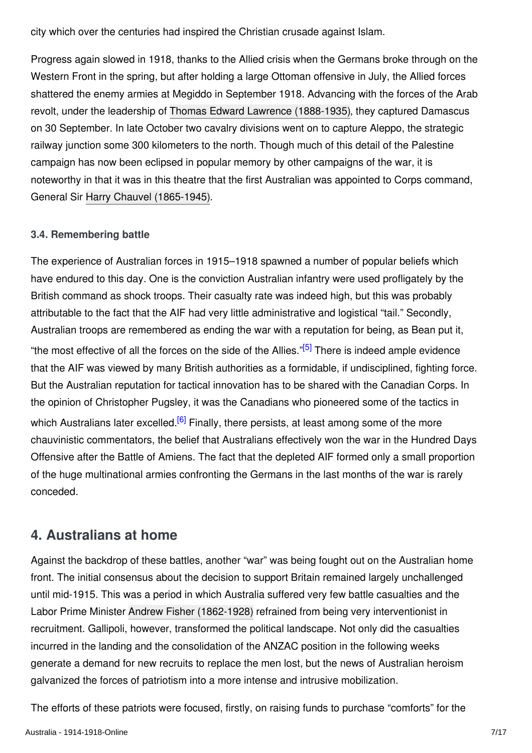city which over the centuries had inspired the Christian crusade against Islam.

Progress again slowed in 1918, thanks to the Allied crisis when the Germans broke through on the Western Front in the spring, but after holding a large Ottoman offensive in July, the Allied forces shattered the enemy armies at Megiddo in September 1918. Advancing with the forces of the Arab revolt, under the leadership of Thomas Edward Lawrence (1888-1935), they captured Damascus on 30 September. In late October two cavalry divisions went on to capture Aleppo, the strategic railway junction some 300 kilometers to the north. Though much of this detail of the Palestine campaign has now been eclipsed in popular memory by other campaigns of the war, it is noteworthy in that it was in this theatre that the first Australian was appointed to Corps command, General Sir Harry Chauvel (1865-1945).

### 3.4. Remembering battle

The experience of Australian forces in 1915–1918 spawned a number of popular beliefs which have endured to this day. One is the conviction Australian infantry were used profligately by the British command as shock troops. Their casualty rate was indeed high, but this was probably attributable to the fact that the AIF had very little administrative and logistical "tail." Secondly, Australian troops are remembered as ending the war with a reputation for being, as Bean put it, "the most effective of all the forces on the side of the Allies."[5] There is indeed ample evidence that the AIF was viewed by many British authorities as a formidable, if undisciplined, fighting force. But the Australian reputation for tactical innovation has to be shared with the Canadian Corps. In the opinion of Christopher Pugsley, it was the Canadians who pioneered some of the tactics in which Australians later excelled.[6] Finally, there persists, at least among some of the more chauvinistic commentators, the belief that Australians effectively won the war in the Hundred Days Offensive after the Battle of Amiens. The fact that the depleted AIF formed only a small proportion of the huge multinational armies confronting the Germans in the last months of the war is rarely conceded.

## 4. Australians at home

Against the backdrop of these battles, another "war" was being fought out on the Australian home front. The initial consensus about the decision to support Britain remained largely unchallenged until mid-1915. This was a period in which Australia suffered very few battle casualties and the Labor Prime Minister Andrew Fisher (1862-1928) refrained from being very interventionist in recruitment. Gallipoli, however, transformed the political landscape. Not only did the casualties incurred in the landing and the consolidation of the ANZAC position in the following weeks generate a demand for new recruits to replace the men lost, but the news of Australian heroism galvanized the forces of patriotism into a more intense and intrusive mobilization.

The efforts of these patriots were focused, firstly, on raising funds to purchase "comforts" for the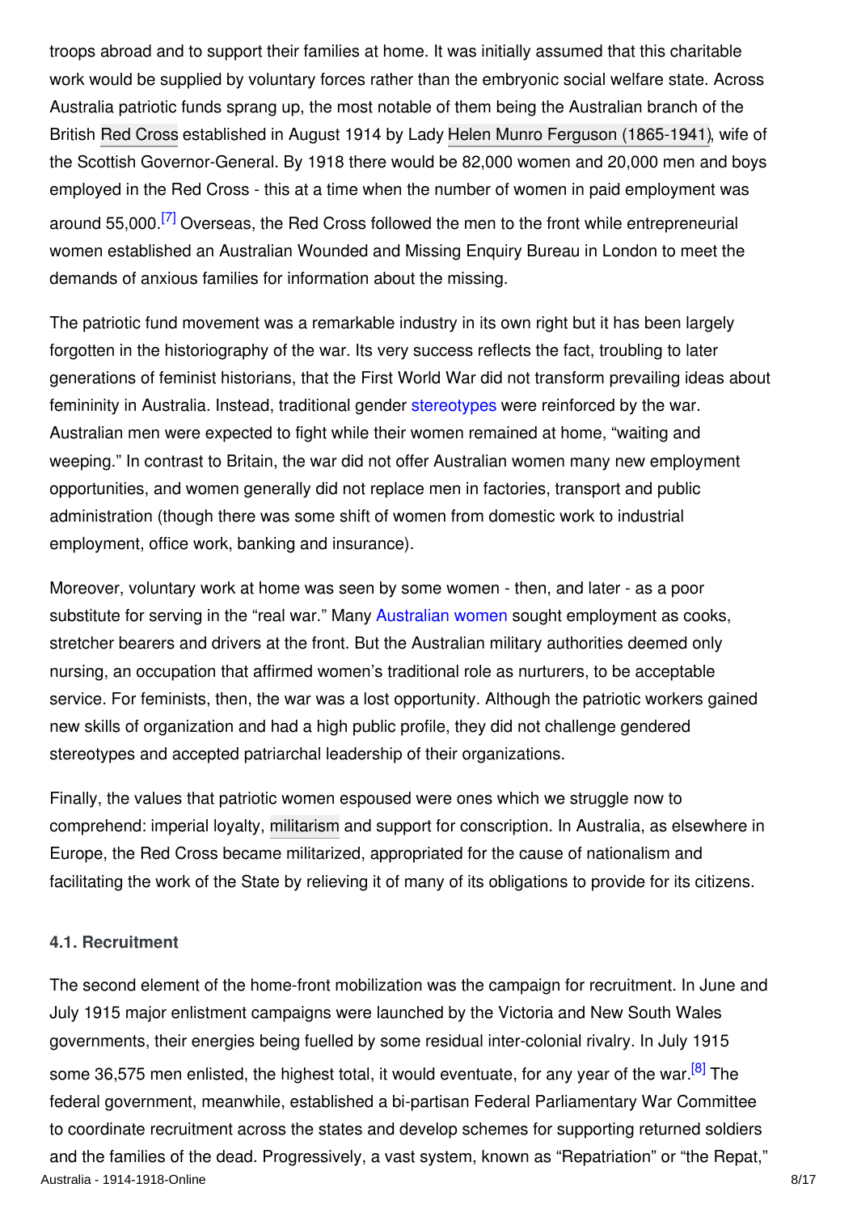troops abroad and to support their families at home. It was initially assumed that this charitable work would be supplied by voluntary forces rather than the embryonic social welfare state. Across Australia patriotic funds sprang up, the most notable of them being the Australian branch of the British Red Cross established in August 1914 by Lady Helen Munro Ferguson (1865-1941), wife of the Scottish Governor-General. By 1918 there would be 82,000 women and 20,000 men and boys employed in the Red Cross - this at a time when the number of women in paid employment was around 55,000.[7] Overseas, the Red Cross followed the men to the front while entrepreneurial women established an Australian Wounded and Missing Enquiry Bureau in London to meet the demands of anxious families for information about the missing.

The patriotic fund movement was a remarkable industry in its own right but it has been largely forgotten in the historiography of the war. Its very success reflects the fact, troubling to later generations of feminist historians, that the First World War did not transform prevailing ideas about femininity in Australia. Instead, traditional gender stereotypes were reinforced by the war. Australian men were expected to fight while their women remained at home, "waiting and weeping." In contrast to Britain, the war did not offer Australian women many new employment opportunities, and women generally did not replace men in factories, transport and public administration (though there was some shift of women from domestic work to industrial employment, office work, banking and insurance).

Moreover, voluntary work at home was seen by some women - then, and later - as a poor substitute for serving in the "real war." Many Australian women sought employment as cooks, stretcher bearers and drivers at the front. But the Australian military authorities deemed only nursing, an occupation that affirmed women's traditional role as nurturers, to be acceptable service. For feminists, then, the war was a lost opportunity. Although the patriotic workers gained new skills of organization and had a high public profile, they did not challenge gendered stereotypes and accepted patriarchal leadership of their organizations.

Finally, the values that patriotic women espoused were ones which we struggle now to comprehend: imperial loyalty, militarism and support for conscription. In Australia, as elsewhere in Europe, the Red Cross became militarized, appropriated for the cause of nationalism and facilitating the work of the State by relieving it of many of its obligations to provide for its citizens.

#### 4.1. Recruitment

The second element of the home-front mobilization was the campaign for recruitment. In June and July 1915 major enlistment campaigns were launched by the Victoria and New South Wales governments, their energies being fuelled by some residual inter-colonial rivalry. In July 1915 some 36,575 men enlisted, the highest total, it would eventuate, for any year of the war.[8] The federal government, meanwhile, established a bi-partisan Federal Parliamentary War Committee to coordinate recruitment across the states and develop schemes for supporting returned soldiers and the families of the dead. Progressively, a vast system, known as "Repatriation" or "the Repat,"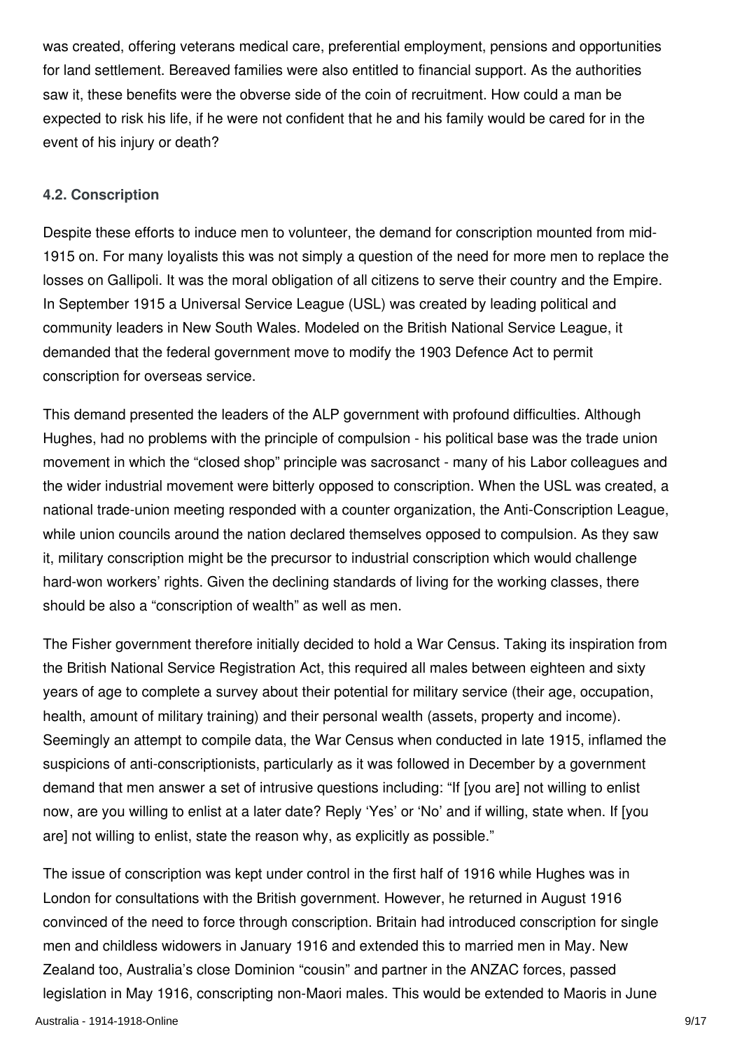was created, offering veterans medical care, preferential employment, pensions and opportunities for land settlement. Bereaved families were also entitled to financial support. As the authorities saw it, these benefits were the obverse side of the coin of recruitment. How could a man be expected to risk his life, if he were not confident that he and his family would be cared for in the event of his injury or death?

### 4.2. Conscription

Despite these efforts to induce men to volunteer, the demand for conscription mounted from mid-1915 on. For many loyalists this was not simply a question of the need for more men to replace the losses on Gallipoli. It was the moral obligation of all citizens to serve their country and the Empire. In September 1915 a Universal Service League (USL) was created by leading political and community leaders in New South Wales. Modeled on the British National Service League, it demanded that the federal government move to modify the 1903 Defence Act to permit conscription for overseas service.

This demand presented the leaders of the ALP government with profound difficulties. Although Hughes, had no problems with the principle of compulsion - his political base was the trade union movement in which the "closed shop" principle was sacrosanct - many of his Labor colleagues and the wider industrial movement were bitterly opposed to conscription. When the USL was created, a national trade-union meeting responded with a counter organization, the Anti-Conscription League, while union councils around the nation declared themselves opposed to compulsion. As they saw it, military conscription might be the precursor to industrial conscription which would challenge hard-won workers' rights. Given the declining standards of living for the working classes, there should be also a "conscription of wealth" as well as men.

The Fisher government therefore initially decided to hold a War Census. Taking its inspiration from the British National Service Registration Act, this required all males between eighteen and sixty years of age to complete a survey about their potential for military service (their age, occupation, health, amount of military training) and their personal wealth (assets, property and income). Seemingly an attempt to compile data, the War Census when conducted in late 1915, inflamed the suspicions of anti-conscriptionists, particularly as it was followed in December by a government demand that men answer a set of intrusive questions including: "If [you are] not willing to enlist now, are you willing to enlist at a later date? Reply 'Yes' or 'No' and if willing, state when. If [you are] not willing to enlist, state the reason why, as explicitly as possible."

The issue of conscription was kept under control in the first half of 1916 while Hughes was in London for consultations with the British government. However, he returned in August 1916 convinced of the need to force through conscription. Britain had introduced conscription for single men and childless widowers in January 1916 and extended this to married men in May. New Zealand too, Australia's close Dominion "cousin" and partner in the ANZAC forces, passed legislation in May 1916, conscripting non-Maori males. This would be extended to Maoris in June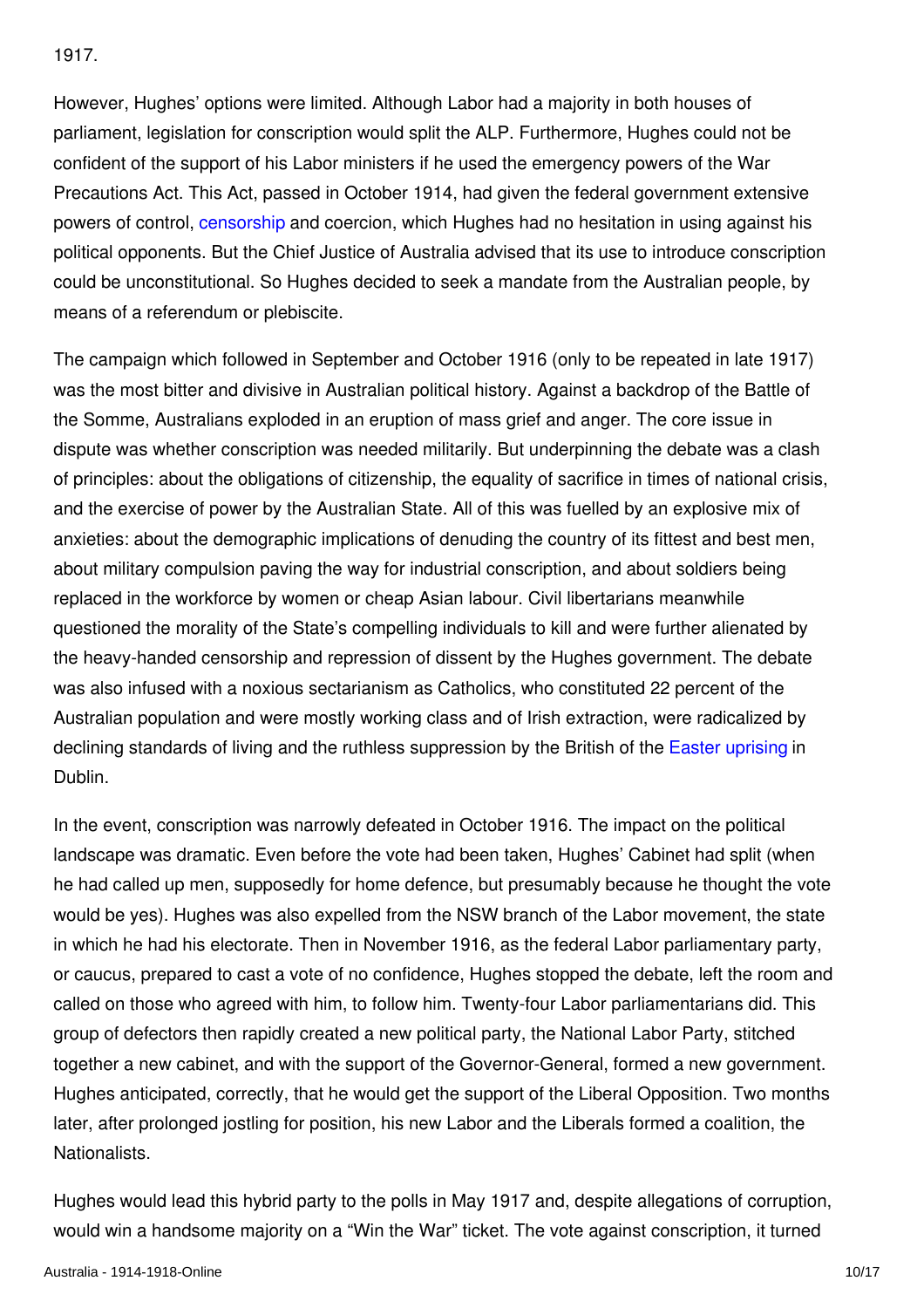1917.

However, Hughes' options were limited. Although Labor had a majority in both houses of parliament, legislation for conscription would split the ALP. Furthermore, Hughes could not be confident of the support of his Labor ministers if he used the emergency powers of the War Precautions Act. This Act, passed in October 1914, had given the federal government extensive powers of control, censorship and coercion, which Hughes had no hesitation in using against his political opponents. But the Chief Justice of Australia advised that its use to introduce conscription could be unconstitutional. So Hughes decided to seek a mandate from the Australian people, by means of a referendum or plebiscite.

The campaign which followed in September and October 1916 (only to be repeated in late 1917) was the most bitter and divisive in Australian political history. Against a backdrop of the Battle of the Somme, Australians exploded in an eruption of mass grief and anger. The core issue in dispute was whether conscription was needed militarily. But underpinning the debate was a clash of principles: about the obligations of citizenship, the equality of sacrifice in times of national crisis, and the exercise of power by the Australian State. All of this was fuelled by an explosive mix of anxieties: about the demographic implications of denuding the country of its fittest and best men, about military compulsion paving the way for industrial conscription, and about soldiers being replaced in the workforce by women or cheap Asian labour. Civil libertarians meanwhile questioned the morality of the State's compelling individuals to kill and were further alienated by the heavy-handed censorship and repression of dissent by the Hughes government. The debate was also infused with a noxious sectarianism as Catholics, who constituted 22 percent of the Australian population and were mostly working class and of Irish extraction, were radicalized by declining standards of living and the ruthless suppression by the British of the Easter uprising in Dublin.

In the event, conscription was narrowly defeated in October 1916. The impact on the political landscape was dramatic. Even before the vote had been taken, Hughes' Cabinet had split (when he had called up men, supposedly for home defence, but presumably because he thought the vote would be yes). Hughes was also expelled from the NSW branch of the Labor movement, the state in which he had his electorate. Then in November 1916, as the federal Labor parliamentary party, or caucus, prepared to cast a vote of no confidence, Hughes stopped the debate, left the room and called on those who agreed with him, to follow him. Twenty-four Labor parliamentarians did. This group of defectors then rapidly created a new political party, the National Labor Party, stitched together a new cabinet, and with the support of the Governor-General, formed a new government. Hughes anticipated, correctly, that he would get the support of the Liberal Opposition. Two months later, after prolonged jostling for position, his new Labor and the Liberals formed a coalition, the Nationalists.

Hughes would lead this hybrid party to the polls in May 1917 and, despite allegations of corruption, would win a handsome majority on a "Win the War" ticket. The vote against conscription, it turned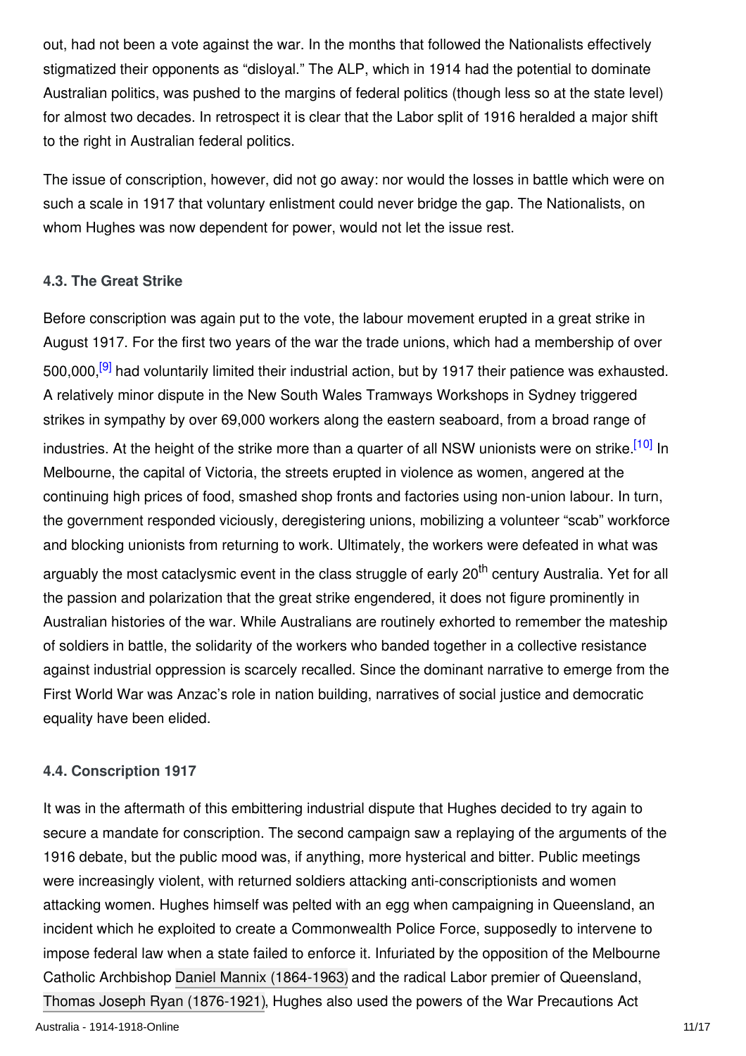out, had not been a vote against the war. In the months that followed the Nationalists effectively stigmatized their opponents as "disloyal." The ALP, which in 1914 had the potential to dominate Australian politics, was pushed to the margins of federal politics (though less so at the state level) for almost two decades. In retrospect it is clear that the Labor split of 1916 heralded a major shift to the right in Australian federal politics.

The issue of conscription, however, did not go away: nor would the losses in battle which were on such a scale in 1917 that voluntary enlistment could never bridge the gap. The Nationalists, on whom Hughes was now dependent for power, would not let the issue rest.

#### 4.3. The Great Strike

Before conscription was again put to the vote, the labour movement erupted in a great strike in August 1917. For the first two years of the war the trade unions, which had a membership of over 500,000,[9] had voluntarily limited their industrial action, but by 1917 their patience was exhausted. A relatively minor dispute in the New South Wales Tramways Workshops in Sydney triggered strikes in sympathy by over 69,000 workers along the eastern seaboard, from a broad range of industries. At the height of the strike more than a quarter of all NSW unionists were on strike.[10] In Melbourne, the capital of Victoria, the streets erupted in violence as women, angered at the continuing high prices of food, smashed shop fronts and factories using non-union labour. In turn, the government responded viciously, deregistering unions, mobilizing a volunteer "scab" workforce and blocking unionists from returning to work. Ultimately, the workers were defeated in what was arguably the most cataclysmic event in the class struggle of early 20th century Australia. Yet for all the passion and polarization that the great strike engendered, it does not figure prominently in Australian histories of the war. While Australians are routinely exhorted to remember the mateship of soldiers in battle, the solidarity of the workers who banded together in a collective resistance against industrial oppression is scarcely recalled. Since the dominant narrative to emerge from the First World War was Anzac's role in nation building, narratives of social justice and democratic equality have been elided.

#### 4.4. Conscription 1917

It was in the aftermath of this embittering industrial dispute that Hughes decided to try again to secure a mandate for conscription. The second campaign saw a replaying of the arguments of the 1916 debate, but the public mood was, if anything, more hysterical and bitter. Public meetings were increasingly violent, with returned soldiers attacking anti-conscriptionists and women attacking women. Hughes himself was pelted with an egg when campaigning in Queensland, an incident which he exploited to create a Commonwealth Police Force, supposedly to intervene to impose federal law when a state failed to enforce it. Infuriated by the opposition of the Melbourne Catholic Archbishop Daniel Mannix (1864-1963) and the radical Labor premier of Queensland, Thomas Joseph Ryan (1876-1921), Hughes also used the powers of the War Precautions Act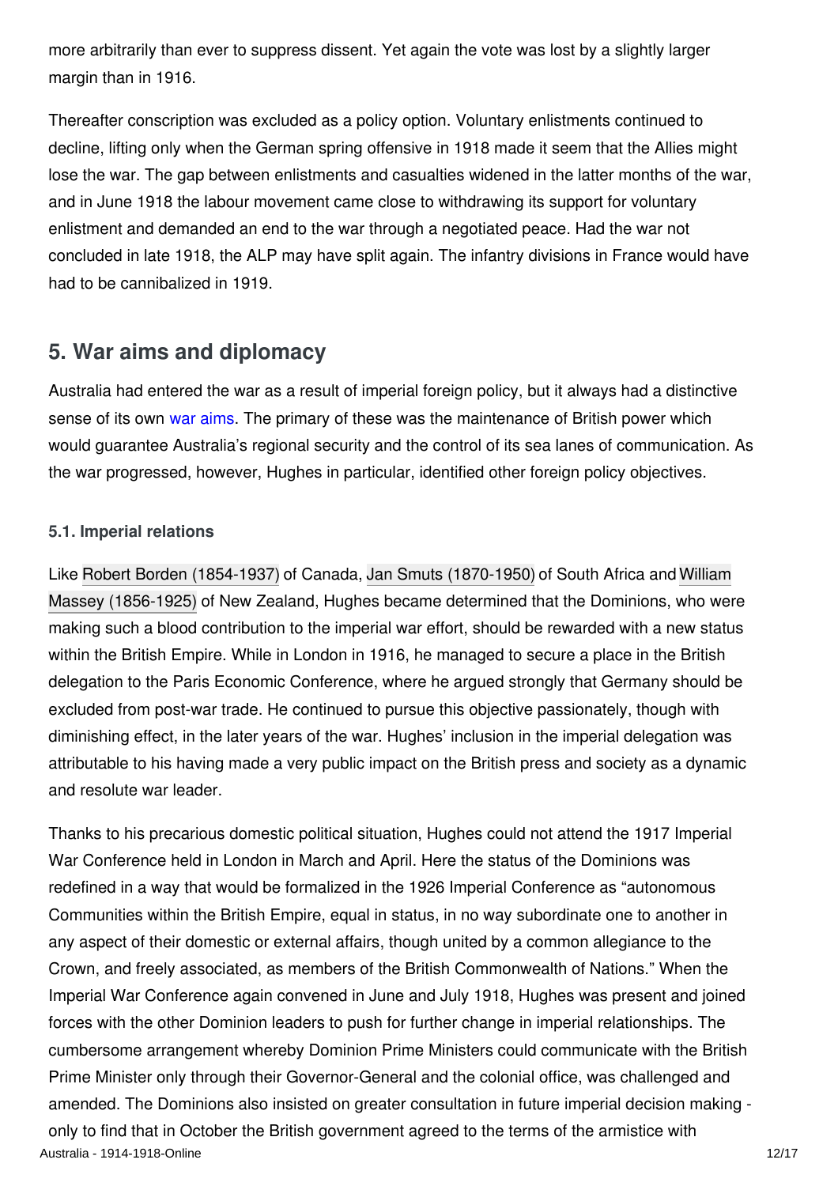more arbitrarily than ever to suppress dissent. Yet again the vote was lost by a slightly larger margin than in 1916.

Thereafter conscription was excluded as a policy option. Voluntary enlistments continued to decline, lifting only when the German spring offensive in 1918 made it seem that the Allies might lose the war. The gap between enlistments and casualties widened in the latter months of the war, and in June 1918 the labour movement came close to withdrawing its support for voluntary enlistment and demanded an end to the war through a negotiated peace. Had the war not concluded in late 1918, the ALP may have split again. The infantry divisions in France would have had to be cannibalized in 1919.

## 5. War aims and diplomacy

Australia had entered the war as a result of imperial foreign policy, but it always had a distinctive sense of its own war aims. The primary of these was the maintenance of British power which would guarantee Australia's regional security and the control of its sea lanes of communication. As the war progressed, however, Hughes in particular, identified other foreign policy objectives.

### 5.1. Imperial relations

Like Robert Borden (1854-1937) of Canada, Jan Smuts (1870-1950) of South Africa and William Massey (1856-1925) of New Zealand, Hughes became determined that the Dominions, who were making such a blood contribution to the imperial war effort, should be rewarded with a new status within the British Empire. While in London in 1916, he managed to secure a place in the British delegation to the Paris Economic Conference, where he argued strongly that Germany should be excluded from post-war trade. He continued to pursue this objective passionately, though with diminishing effect, in the later years of the war. Hughes' inclusion in the imperial delegation was attributable to his having made a very public impact on the British press and society as a dynamic and resolute war leader.

Thanks to his precarious domestic political situation, Hughes could not attend the 1917 Imperial War Conference held in London in March and April. Here the status of the Dominions was redefined in a way that would be formalized in the 1926 Imperial Conference as "autonomous Communities within the British Empire, equal in status, in no way subordinate one to another in any aspect of their domestic or external affairs, though united by a common allegiance to the Crown, and freely associated, as members of the British Commonwealth of Nations." When the Imperial War Conference again convened in June and July 1918, Hughes was present and joined forces with the other Dominion leaders to push for further change in imperial relationships. The cumbersome arrangement whereby Dominion Prime Ministers could communicate with the British Prime Minister only through their Governor-General and the colonial office, was challenged and amended. The Dominions also insisted on greater consultation in future imperial decision making - only to find that in October the British government agreed to the terms of the armistice with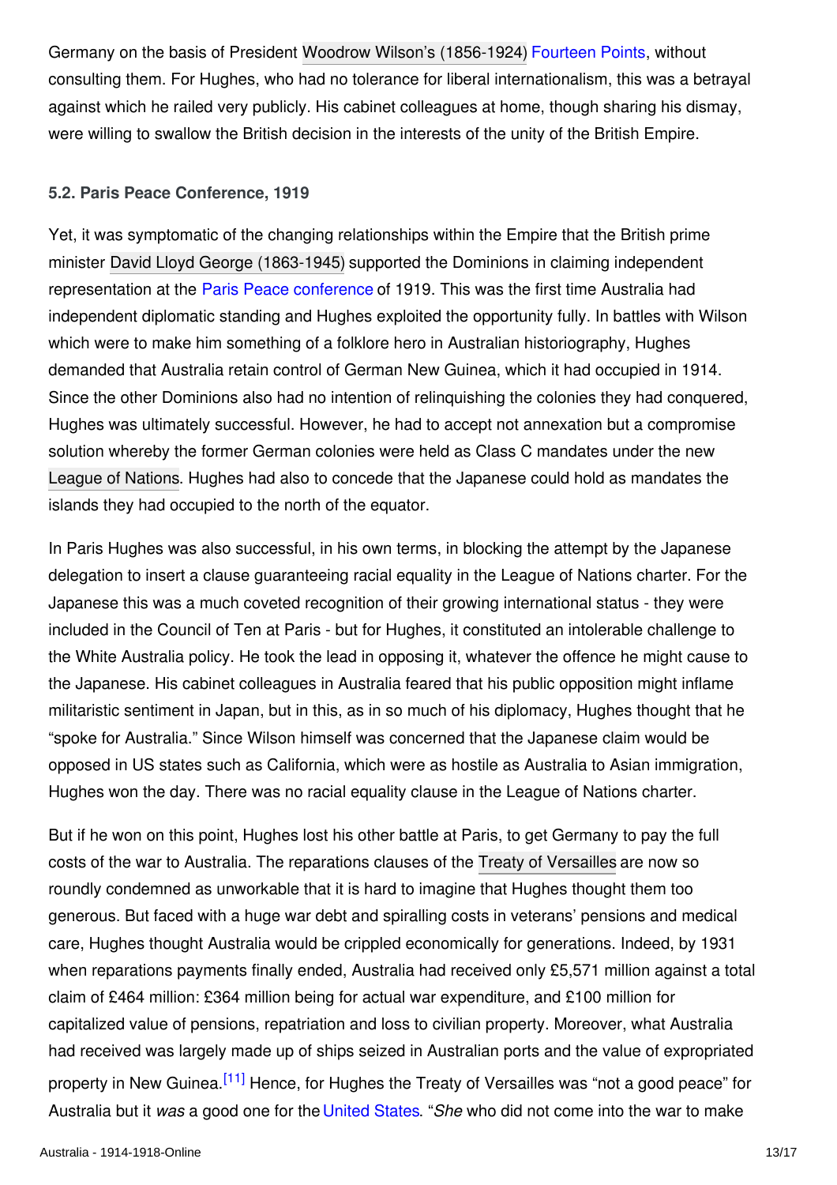Germany on the basis of President Woodrow Wilson's (1856-1924) Fourteen Points, without consulting them. For Hughes, who had no tolerance for liberal internationalism, this was a betrayal against which he railed very publicly. His cabinet colleagues at home, though sharing his dismay, were willing to swallow the British decision in the interests of the unity of the British Empire.

### 5.2. Paris Peace Conference, 1919

Yet, it was symptomatic of the changing relationships within the Empire that the British prime minister David Lloyd George (1863-1945) supported the Dominions in claiming independent representation at the Paris Peace conference of 1919. This was the first time Australia had independent diplomatic standing and Hughes exploited the opportunity fully. In battles with Wilson which were to make him something of a folklore hero in Australian historiography, Hughes demanded that Australia retain control of German New Guinea, which it had occupied in 1914. Since the other Dominions also had no intention of relinquishing the colonies they had conquered, Hughes was ultimately successful. However, he had to accept not annexation but a compromise solution whereby the former German colonies were held as Class C mandates under the new League of Nations. Hughes had also to concede that the Japanese could hold as mandates the islands they had occupied to the north of the equator.

In Paris Hughes was also successful, in his own terms, in blocking the attempt by the Japanese delegation to insert a clause guaranteeing racial equality in the League of Nations charter. For the Japanese this was a much coveted recognition of their growing international status - they were included in the Council of Ten at Paris - but for Hughes, it constituted an intolerable challenge to the White Australia policy. He took the lead in opposing it, whatever the offence he might cause to the Japanese. His cabinet colleagues in Australia feared that his public opposition might inflame militaristic sentiment in Japan, but in this, as in so much of his diplomacy, Hughes thought that he "spoke for Australia." Since Wilson himself was concerned that the Japanese claim would be opposed in US states such as California, which were as hostile as Australia to Asian immigration, Hughes won the day. There was no racial equality clause in the League of Nations charter.

But if he won on this point, Hughes lost his other battle at Paris, to get Germany to pay the full costs of the war to Australia. The reparations clauses of the Treaty of Versailles are now so roundly condemned as unworkable that it is hard to imagine that Hughes thought them too generous. But faced with a huge war debt and spiralling costs in veterans' pensions and medical care, Hughes thought Australia would be crippled economically for generations. Indeed, by 1931 when reparations payments finally ended, Australia had received only £5,571 million against a total claim of £464 million: £364 million being for actual war expenditure, and £100 million for capitalized value of pensions, repatriation and loss to civilian property. Moreover, what Australia had received was largely made up of ships seized in Australian ports and the value of expropriated property in New Guinea.[11] Hence, for Hughes the Treaty of Versailles was "not a good peace" for Australia but it *was* a good one for the United States. "*She* who did not come into the war to make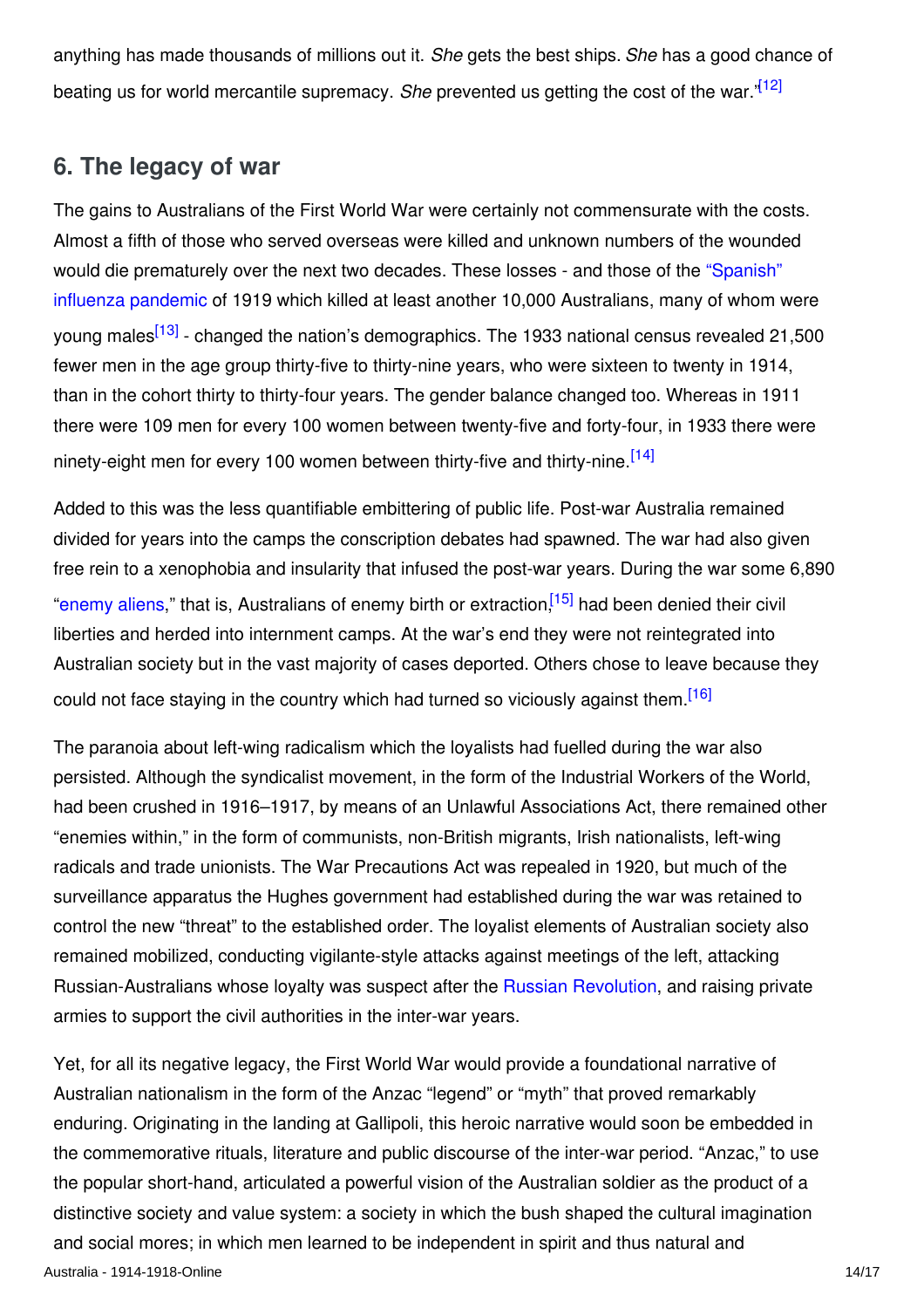anything has made thousands of millions out it. *She* gets the best ships. *She* has a good chance of beating us for world mercantile supremacy. *She* prevented us getting the cost of the war.'[12]

## 6. The legacy of war

The gains to Australians of the First World War were certainly not commensurate with the costs. Almost a fifth of those who served overseas were killed and unknown numbers of the wounded would die prematurely over the next two decades. These losses - and those of the "Spanish" influenza pandemic of 1919 which killed at least another 10,000 Australians, many of whom were young males[13] - changed the nation's demographics. The 1933 national census revealed 21,500 fewer men in the age group thirty-five to thirty-nine years, who were sixteen to twenty in 1914, than in the cohort thirty to thirty-four years. The gender balance changed too. Whereas in 1911 there were 109 men for every 100 women between twenty-five and forty-four, in 1933 there were ninety-eight men for every 100 women between thirty-five and thirty-nine.[14]

Added to this was the less quantifiable embittering of public life. Post-war Australia remained divided for years into the camps the conscription debates had spawned. The war had also given free rein to a xenophobia and insularity that infused the post-war years. During the war some 6,890 "enemy aliens," that is, Australians of enemy birth or extraction,[15] had been denied their civil liberties and herded into internment camps. At the war's end they were not reintegrated into Australian society but in the vast majority of cases deported. Others chose to leave because they could not face staying in the country which had turned so viciously against them.[16]

The paranoia about left-wing radicalism which the loyalists had fuelled during the war also persisted. Although the syndicalist movement, in the form of the Industrial Workers of the World, had been crushed in 1916–1917, by means of an Unlawful Associations Act, there remained other "enemies within," in the form of communists, non-British migrants, Irish nationalists, left-wing radicals and trade unionists. The War Precautions Act was repealed in 1920, but much of the surveillance apparatus the Hughes government had established during the war was retained to control the new "threat" to the established order. The loyalist elements of Australian society also remained mobilized, conducting vigilante-style attacks against meetings of the left, attacking Russian-Australians whose loyalty was suspect after the Russian Revolution, and raising private armies to support the civil authorities in the inter-war years.

Yet, for all its negative legacy, the First World War would provide a foundational narrative of Australian nationalism in the form of the Anzac "legend" or "myth" that proved remarkably enduring. Originating in the landing at Gallipoli, this heroic narrative would soon be embedded in the commemorative rituals, literature and public discourse of the inter-war period. "Anzac," to use the popular short-hand, articulated a powerful vision of the Australian soldier as the product of a distinctive society and value system: a society in which the bush shaped the cultural imagination and social mores; in which men learned to be independent in spirit and thus natural and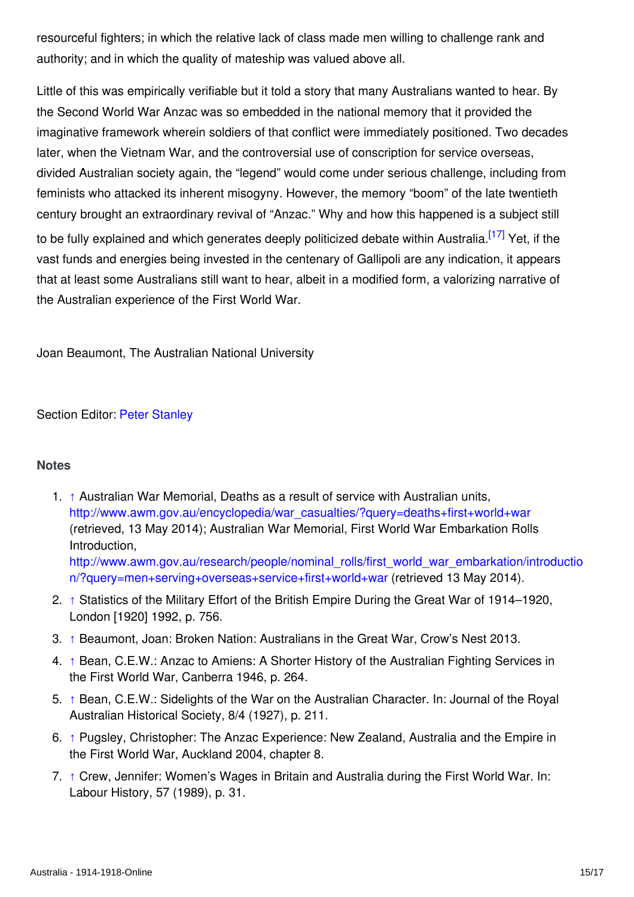resourceful fighters; in which the relative lack of class made men willing to challenge rank and authority; and in which the quality of mateship was valued above all.

Little of this was empirically verifiable but it told a story that many Australians wanted to hear. By the Second World War Anzac was so embedded in the national memory that it provided the imaginative framework wherein soldiers of that conflict were immediately positioned. Two decades later, when the Vietnam War, and the controversial use of conscription for service overseas, divided Australian society again, the "legend" would come under serious challenge, including from feminists who attacked its inherent misogyny. However, the memory "boom" of the late twentieth century brought an extraordinary revival of "Anzac." Why and how this happened is a subject still to be fully explained and which generates deeply politicized debate within Australia.[17] Yet, if the vast funds and energies being invested in the centenary of Gallipoli are any indication, it appears that at least some Australians still want to hear, albeit in a modified form, a valorizing narrative of the Australian experience of the First World War.

Joan Beaumont, The Australian National University

Section Editor: Peter Stanley

## Notes

1. ↑ Australian War Memorial, Deaths as a result of service with Australian units, http://www.awm.gov.au/encyclopedia/war_casualties/?query=deaths+first+world+war (retrieved, 13 May 2014); Australian War Memorial, First World War Embarkation Rolls Introduction, http://www.awm.gov.au/research/people/nominal_rolls/first_world_war_embarkation/introduction/?query=men+serving+overseas+service+first+world+war (retrieved 13 May 2014).
2. ↑ Statistics of the Military Effort of the British Empire During the Great War of 1914–1920, London [1920] 1992, p. 756.
3. ↑ Beaumont, Joan: Broken Nation: Australians in the Great War, Crow's Nest 2013.
4. ↑ Bean, C.E.W.: Anzac to Amiens: A Shorter History of the Australian Fighting Services in the First World War, Canberra 1946, p. 264.
5. ↑ Bean, C.E.W.: Sidelights of the War on the Australian Character. In: Journal of the Royal Australian Historical Society, 8/4 (1927), p. 211.
6. ↑ Pugsley, Christopher: The Anzac Experience: New Zealand, Australia and the Empire in the First World War, Auckland 2004, chapter 8.
7. ↑ Crew, Jennifer: Women's Wages in Britain and Australia during the First World War. In: Labour History, 57 (1989), p. 31.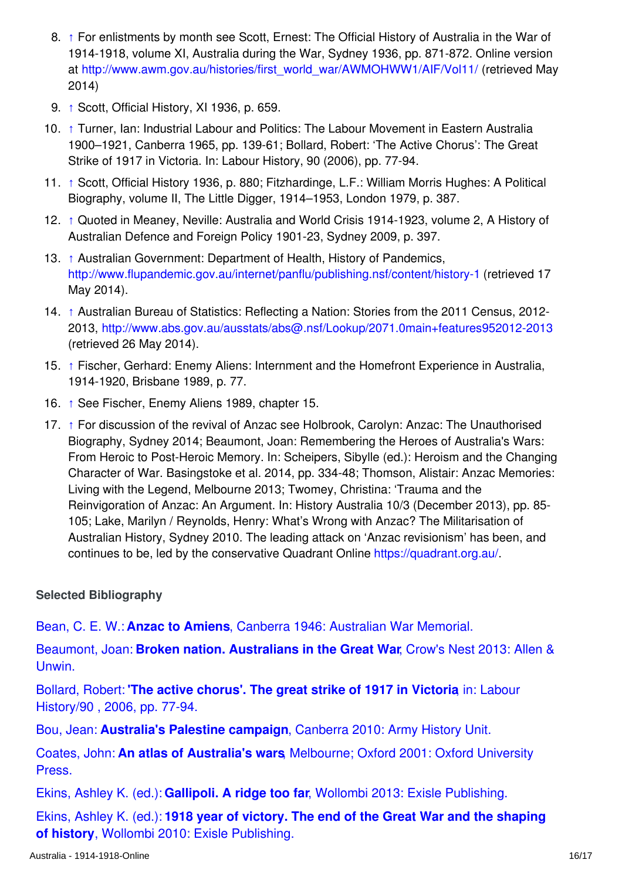8. ↑ For enlistments by month see Scott, Ernest: The Official History of Australia in the War of 1914-1918, volume XI, Australia during the War, Sydney 1936, pp. 871-872. Online version at http://www.awm.gov.au/histories/first_world_war/AWMOHWW1/AIF/Vol11/ (retrieved May 2014)
9. ↑ Scott, Official History, XI 1936, p. 659.
10. ↑ Turner, Ian: Industrial Labour and Politics: The Labour Movement in Eastern Australia 1900–1921, Canberra 1965, pp. 139-61; Bollard, Robert: 'The Active Chorus': The Great Strike of 1917 in Victoria. In: Labour History, 90 (2006), pp. 77-94.
11. ↑ Scott, Official History 1936, p. 880; Fitzhardinge, L.F.: William Morris Hughes: A Political Biography, volume II, The Little Digger, 1914–1953, London 1979, p. 387.
12. ↑ Quoted in Meaney, Neville: Australia and World Crisis 1914-1923, volume 2, A History of Australian Defence and Foreign Policy 1901-23, Sydney 2009, p. 397.
13. ↑ Australian Government: Department of Health, History of Pandemics, http://www.flupandemic.gov.au/internet/panflu/publishing.nsf/content/history-1 (retrieved 17 May 2014).
14. ↑ Australian Bureau of Statistics: Reflecting a Nation: Stories from the 2011 Census, 2012-2013, http://www.abs.gov.au/ausstats/abs@.nsf/Lookup/2071.0main+features952012-2013 (retrieved 26 May 2014).
15. ↑ Fischer, Gerhard: Enemy Aliens: Internment and the Homefront Experience in Australia, 1914-1920, Brisbane 1989, p. 77.
16. ↑ See Fischer, Enemy Aliens 1989, chapter 15.
17. ↑ For discussion of the revival of Anzac see Holbrook, Carolyn: Anzac: The Unauthorised Biography, Sydney 2014; Beaumont, Joan: Remembering the Heroes of Australia's Wars: From Heroic to Post-Heroic Memory. In: Scheipers, Sibylle (ed.): Heroism and the Changing Character of War. Basingstoke et al. 2014, pp. 334-48; Thomson, Alistair: Anzac Memories: Living with the Legend, Melbourne 2013; Twomey, Christina: 'Trauma and the Reinvigoration of Anzac: An Argument. In: History Australia 10/3 (December 2013), pp. 85-105; Lake, Marilyn / Reynolds, Henry: What's Wrong with Anzac? The Militarisation of Australian History, Sydney 2010. The leading attack on 'Anzac revisionism' has been, and continues to be, led by the conservative Quadrant Online https://quadrant.org.au/.

### Selected Bibliography

Bean, C. E. W.: **Anzac to Amiens**, Canberra 1946: Australian War Memorial.

Beaumont, Joan: **Broken nation. Australians in the Great War**, Crow's Nest 2013: Allen & Unwin.

Bollard, Robert: **'The active chorus'. The great strike of 1917 in Victoria**, in: Labour History/90 , 2006, pp. 77-94.

Bou, Jean: **Australia's Palestine campaign**, Canberra 2010: Army History Unit.

Coates, John: **An atlas of Australia's wars**, Melbourne; Oxford 2001: Oxford University Press.

Ekins, Ashley K. (ed.): **Gallipoli. A ridge too far**, Wollombi 2013: Exisle Publishing.

Ekins, Ashley K. (ed.): **1918 year of victory. The end of the Great War and the shaping of history**, Wollombi 2010: Exisle Publishing.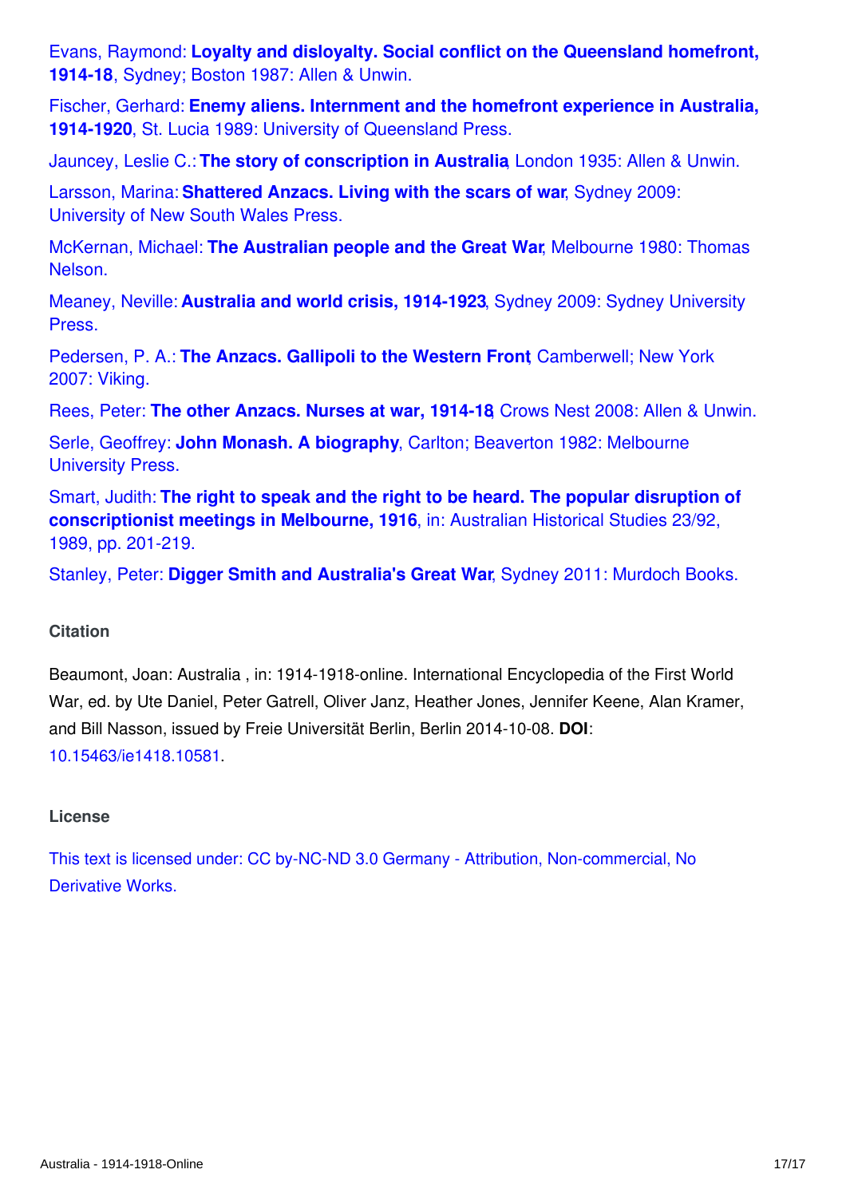Evans, Raymond: **Loyalty and disloyalty. Social conflict on the Queensland homefront, 1914-18**, Sydney; Boston 1987: Allen & Unwin.

Fischer, Gerhard: **Enemy aliens. Internment and the homefront experience in Australia, 1914-1920**, St. Lucia 1989: University of Queensland Press.

Jauncey, Leslie C.: **The story of conscription in Australia**, London 1935: Allen & Unwin.

Larsson, Marina: **Shattered Anzacs. Living with the scars of war**, Sydney 2009: University of New South Wales Press.

McKernan, Michael: **The Australian people and the Great War**, Melbourne 1980: Thomas Nelson.

Meaney, Neville: **Australia and world crisis, 1914-1923**, Sydney 2009: Sydney University Press.

Pedersen, P. A.: **The Anzacs. Gallipoli to the Western Front**, Camberwell; New York 2007: Viking.

Rees, Peter: **The other Anzacs. Nurses at war, 1914-18**, Crows Nest 2008: Allen & Unwin.

Serle, Geoffrey: **John Monash. A biography**, Carlton; Beaverton 1982: Melbourne University Press.

Smart, Judith: **The right to speak and the right to be heard. The popular disruption of conscriptionist meetings in Melbourne, 1916**, in: Australian Historical Studies 23/92, 1989, pp. 201-219.

Stanley, Peter: **Digger Smith and Australia's Great War**, Sydney 2011: Murdoch Books.

### Citation

Beaumont, Joan: Australia , in: 1914-1918-online. International Encyclopedia of the First World War, ed. by Ute Daniel, Peter Gatrell, Oliver Janz, Heather Jones, Jennifer Keene, Alan Kramer, and Bill Nasson, issued by Freie Universität Berlin, Berlin 2014-10-08. **DOI**: 10.15463/ie1418.10581.

### License

This text is licensed under: CC by-NC-ND 3.0 Germany - Attribution, Non-commercial, No Derivative Works.